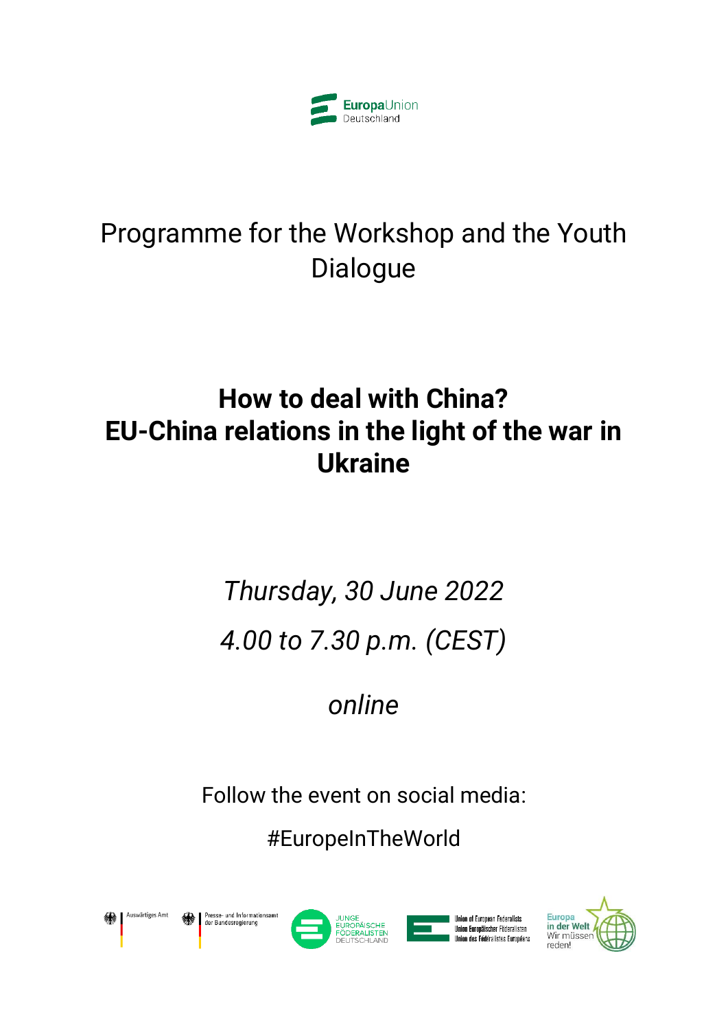EuropaUnion Deutschland

# Programme for the Workshop and the Youth Dialogue

## How to deal with China? EU-China relations in the light of the war in Ukraine

*Thursday, 30 June 2022*

*4.00 to 7.30 p.m. (CEST)*

*online*

Follow the event on social media:

#EuropeInTheWorld

Auswärtiges Amt | Presse- und Informationsamt der Bundesregierung | Junge Europäische Föderalisten Deutschland | Union of European Federalists / Union Europäischer Föderalisten / Union des Fédéralistes Européens | Europa in der Welt – Wir müssen reden!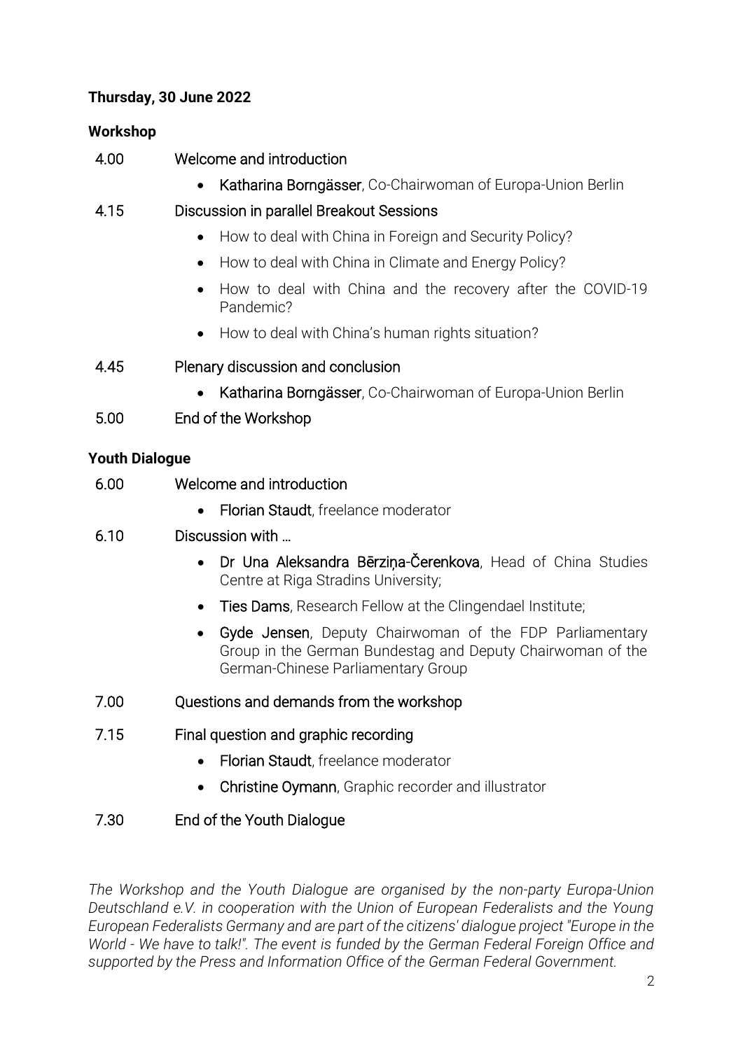**Thursday, 30 June 2022**

**Workshop**

4.00 Welcome and introduction

- Katharina Borngässer, Co-Chairwoman of Europa-Union Berlin

4.15 Discussion in parallel Breakout Sessions

- How to deal with China in Foreign and Security Policy?
- How to deal with China in Climate and Energy Policy?
- How to deal with China and the recovery after the COVID-19 Pandemic?
- How to deal with China's human rights situation?

4.45 Plenary discussion and conclusion

- Katharina Borngässer, Co-Chairwoman of Europa-Union Berlin

5.00 End of the Workshop

**Youth Dialogue**

6.00 Welcome and introduction

- Florian Staudt, freelance moderator

6.10 Discussion with …

- Dr Una Aleksandra Bērziņa-Čerenkova, Head of China Studies Centre at Riga Stradins University;
- Ties Dams, Research Fellow at the Clingendael Institute;
- Gyde Jensen, Deputy Chairwoman of the FDP Parliamentary Group in the German Bundestag and Deputy Chairwoman of the German-Chinese Parliamentary Group

7.00 Questions and demands from the workshop

7.15 Final question and graphic recording

- Florian Staudt, freelance moderator
- Christine Oymann, Graphic recorder and illustrator

7.30 End of the Youth Dialogue

*The Workshop and the Youth Dialogue are organised by the non-party Europa-Union Deutschland e.V. in cooperation with the Union of European Federalists and the Young European Federalists Germany and are part of the citizens' dialogue project "Europe in the World - We have to talk!". The event is funded by the German Federal Foreign Office and supported by the Press and Information Office of the German Federal Government.*